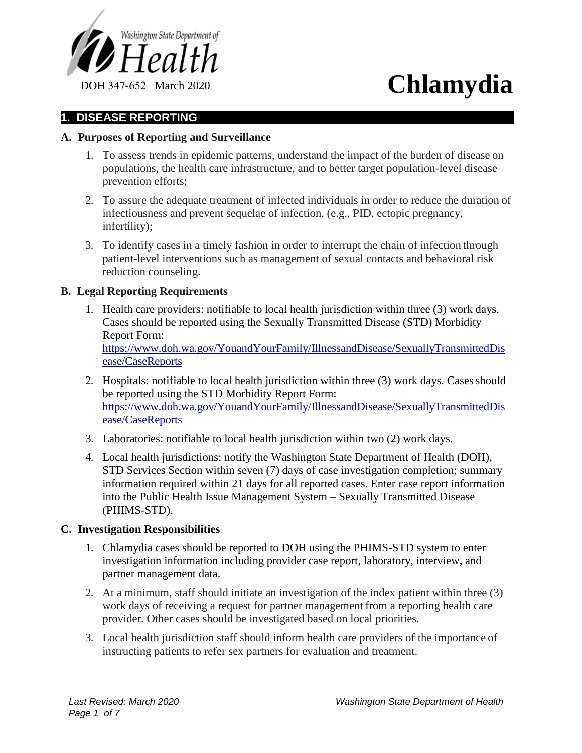Washington State Department of Health

DOH 347-652 March 2020

# Chlamydia

## 1. DISEASE REPORTING

### A. Purposes of Reporting and Surveillance

1. To assess trends in epidemic patterns, understand the impact of the burden of disease on populations, the health care infrastructure, and to better target population-level disease prevention efforts;
2. To assure the adequate treatment of infected individuals in order to reduce the duration of infectiousness and prevent sequelae of infection. (e.g., PID, ectopic pregnancy, infertility);
3. To identify cases in a timely fashion in order to interrupt the chain of infection through patient-level interventions such as management of sexual contacts and behavioral risk reduction counseling.

### B. Legal Reporting Requirements

1. Health care providers: notifiable to local health jurisdiction within three (3) work days. Cases should be reported using the Sexually Transmitted Disease (STD) Morbidity Report Form: https://www.doh.wa.gov/YouandYourFamily/IllnessandDisease/SexuallyTransmittedDisease/CaseReports
2. Hospitals: notifiable to local health jurisdiction within three (3) work days. Cases should be reported using the STD Morbidity Report Form: https://www.doh.wa.gov/YouandYourFamily/IllnessandDisease/SexuallyTransmittedDisease/CaseReports
3. Laboratories: notifiable to local health jurisdiction within two (2) work days.
4. Local health jurisdictions: notify the Washington State Department of Health (DOH), STD Services Section within seven (7) days of case investigation completion; summary information required within 21 days for all reported cases. Enter case report information into the Public Health Issue Management System – Sexually Transmitted Disease (PHIMS-STD).

### C. Investigation Responsibilities

1. Chlamydia cases should be reported to DOH using the PHIMS-STD system to enter investigation information including provider case report, laboratory, interview, and partner management data.
2. At a minimum, staff should initiate an investigation of the index patient within three (3) work days of receiving a request for partner management from a reporting health care provider. Other cases should be investigated based on local priorities.
3. Local health jurisdiction staff should inform health care providers of the importance of instructing patients to refer sex partners for evaluation and treatment.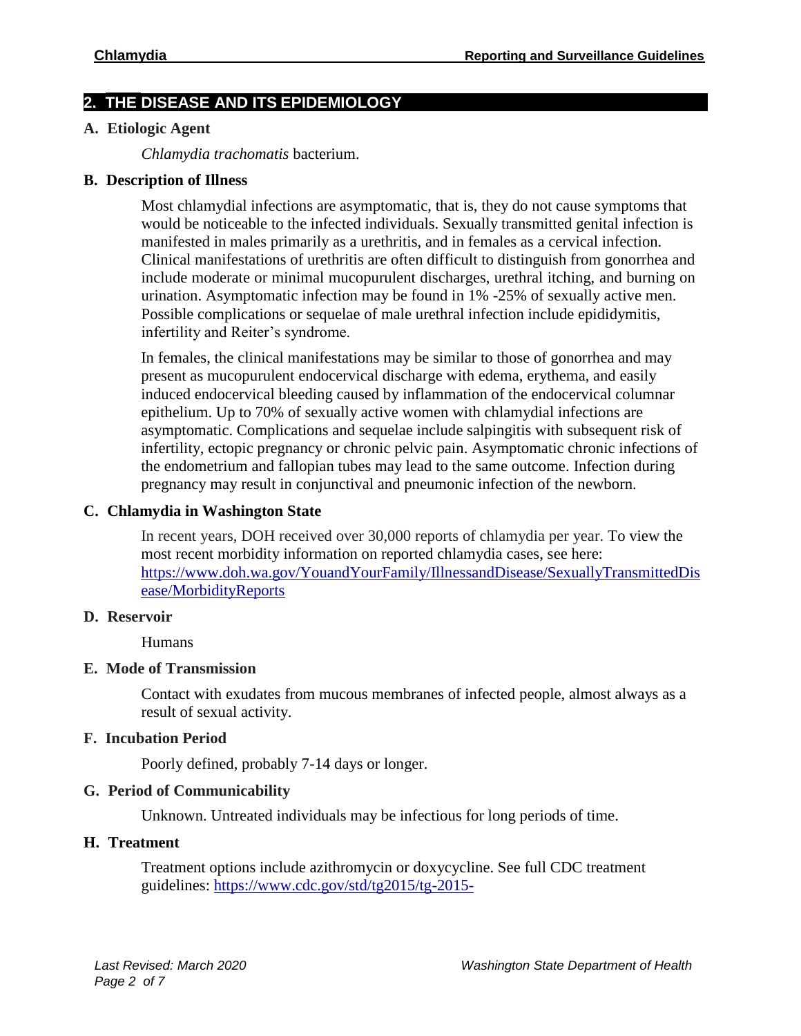## 2. THE DISEASE AND ITS EPIDEMIOLOGY

### A. Etiologic Agent

*Chlamydia trachomatis* bacterium.

### B. Description of Illness

Most chlamydial infections are asymptomatic, that is, they do not cause symptoms that would be noticeable to the infected individuals. Sexually transmitted genital infection is manifested in males primarily as a urethritis, and in females as a cervical infection. Clinical manifestations of urethritis are often difficult to distinguish from gonorrhea and include moderate or minimal mucopurulent discharges, urethral itching, and burning on urination. Asymptomatic infection may be found in 1% -25% of sexually active men. Possible complications or sequelae of male urethral infection include epididymitis, infertility and Reiter's syndrome.

In females, the clinical manifestations may be similar to those of gonorrhea and may present as mucopurulent endocervical discharge with edema, erythema, and easily induced endocervical bleeding caused by inflammation of the endocervical columnar epithelium. Up to 70% of sexually active women with chlamydial infections are asymptomatic. Complications and sequelae include salpingitis with subsequent risk of infertility, ectopic pregnancy or chronic pelvic pain. Asymptomatic chronic infections of the endometrium and fallopian tubes may lead to the same outcome. Infection during pregnancy may result in conjunctival and pneumonic infection of the newborn.

### C. Chlamydia in Washington State

In recent years, DOH received over 30,000 reports of chlamydia per year. To view the most recent morbidity information on reported chlamydia cases, see here: https://www.doh.wa.gov/YouandYourFamily/IllnessandDisease/SexuallyTransmittedDisease/MorbidityReports

### D. Reservoir

Humans

### E. Mode of Transmission

Contact with exudates from mucous membranes of infected people, almost always as a result of sexual activity.

### F. Incubation Period

Poorly defined, probably 7-14 days or longer.

### G. Period of Communicability

Unknown. Untreated individuals may be infectious for long periods of time.

### H. Treatment

Treatment options include azithromycin or doxycycline. See full CDC treatment guidelines: https://www.cdc.gov/std/tg2015/tg-2015-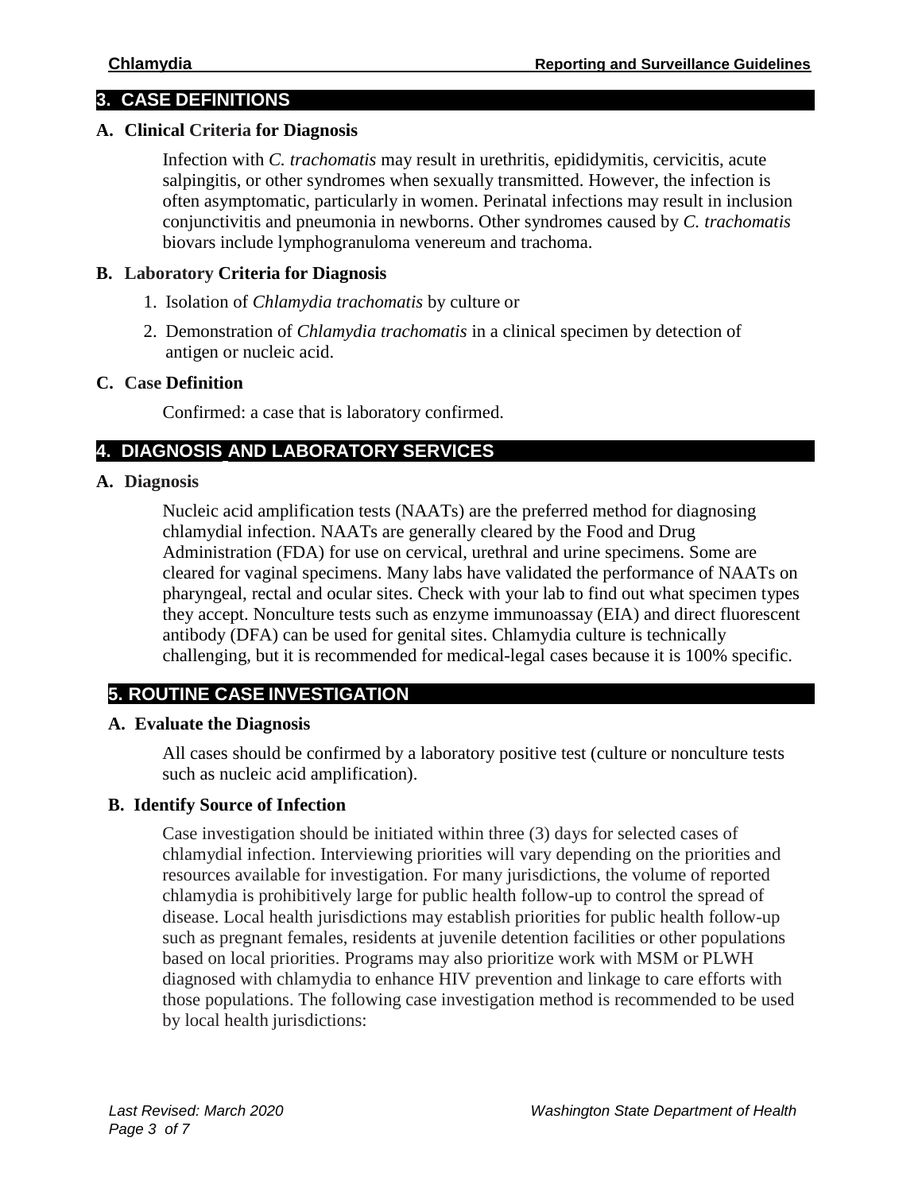## 3. CASE DEFINITIONS

### A. Clinical Criteria for Diagnosis

Infection with *C. trachomatis* may result in urethritis, epididymitis, cervicitis, acute salpingitis, or other syndromes when sexually transmitted. However, the infection is often asymptomatic, particularly in women. Perinatal infections may result in inclusion conjunctivitis and pneumonia in newborns. Other syndromes caused by *C. trachomatis* biovars include lymphogranuloma venereum and trachoma.

### B. Laboratory Criteria for Diagnosis

1. Isolation of *Chlamydia trachomatis* by culture or
2. Demonstration of *Chlamydia trachomatis* in a clinical specimen by detection of antigen or nucleic acid.

### C. Case Definition

Confirmed: a case that is laboratory confirmed.

## 4. DIAGNOSIS AND LABORATORY SERVICES

### A. Diagnosis

Nucleic acid amplification tests (NAATs) are the preferred method for diagnosing chlamydial infection. NAATs are generally cleared by the Food and Drug Administration (FDA) for use on cervical, urethral and urine specimens. Some are cleared for vaginal specimens. Many labs have validated the performance of NAATs on pharyngeal, rectal and ocular sites. Check with your lab to find out what specimen types they accept. Nonculture tests such as enzyme immunoassay (EIA) and direct fluorescent antibody (DFA) can be used for genital sites. Chlamydia culture is technically challenging, but it is recommended for medical-legal cases because it is 100% specific.

## 5. ROUTINE CASE INVESTIGATION

### A. Evaluate the Diagnosis

All cases should be confirmed by a laboratory positive test (culture or nonculture tests such as nucleic acid amplification).

### B. Identify Source of Infection

Case investigation should be initiated within three (3) days for selected cases of chlamydial infection. Interviewing priorities will vary depending on the priorities and resources available for investigation. For many jurisdictions, the volume of reported chlamydia is prohibitively large for public health follow-up to control the spread of disease. Local health jurisdictions may establish priorities for public health follow-up such as pregnant females, residents at juvenile detention facilities or other populations based on local priorities. Programs may also prioritize work with MSM or PLWH diagnosed with chlamydia to enhance HIV prevention and linkage to care efforts with those populations. The following case investigation method is recommended to be used by local health jurisdictions: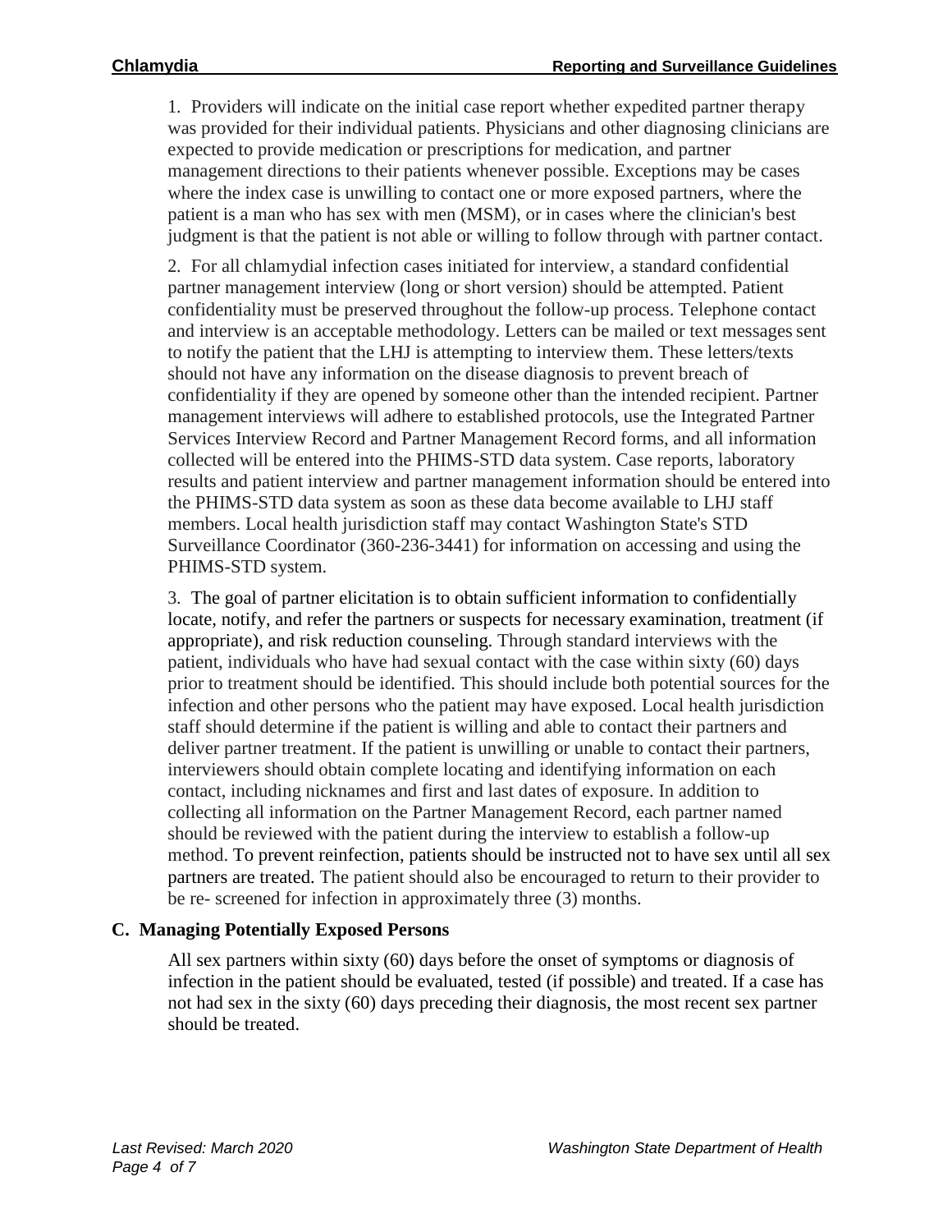1. Providers will indicate on the initial case report whether expedited partner therapy was provided for their individual patients. Physicians and other diagnosing clinicians are expected to provide medication or prescriptions for medication, and partner management directions to their patients whenever possible. Exceptions may be cases where the index case is unwilling to contact one or more exposed partners, where the patient is a man who has sex with men (MSM), or in cases where the clinician's best judgment is that the patient is not able or willing to follow through with partner contact.

2. For all chlamydial infection cases initiated for interview, a standard confidential partner management interview (long or short version) should be attempted. Patient confidentiality must be preserved throughout the follow-up process. Telephone contact and interview is an acceptable methodology. Letters can be mailed or text messages sent to notify the patient that the LHJ is attempting to interview them. These letters/texts should not have any information on the disease diagnosis to prevent breach of confidentiality if they are opened by someone other than the intended recipient. Partner management interviews will adhere to established protocols, use the Integrated Partner Services Interview Record and Partner Management Record forms, and all information collected will be entered into the PHIMS-STD data system. Case reports, laboratory results and patient interview and partner management information should be entered into the PHIMS-STD data system as soon as these data become available to LHJ staff members. Local health jurisdiction staff may contact Washington State's STD Surveillance Coordinator (360-236-3441) for information on accessing and using the PHIMS-STD system.

3. The goal of partner elicitation is to obtain sufficient information to confidentially locate, notify, and refer the partners or suspects for necessary examination, treatment (if appropriate), and risk reduction counseling. Through standard interviews with the patient, individuals who have had sexual contact with the case within sixty (60) days prior to treatment should be identified. This should include both potential sources for the infection and other persons who the patient may have exposed. Local health jurisdiction staff should determine if the patient is willing and able to contact their partners and deliver partner treatment. If the patient is unwilling or unable to contact their partners, interviewers should obtain complete locating and identifying information on each contact, including nicknames and first and last dates of exposure. In addition to collecting all information on the Partner Management Record, each partner named should be reviewed with the patient during the interview to establish a follow-up method. To prevent reinfection, patients should be instructed not to have sex until all sex partners are treated. The patient should also be encouraged to return to their provider to be re- screened for infection in approximately three (3) months.

### C. Managing Potentially Exposed Persons

All sex partners within sixty (60) days before the onset of symptoms or diagnosis of infection in the patient should be evaluated, tested (if possible) and treated. If a case has not had sex in the sixty (60) days preceding their diagnosis, the most recent sex partner should be treated.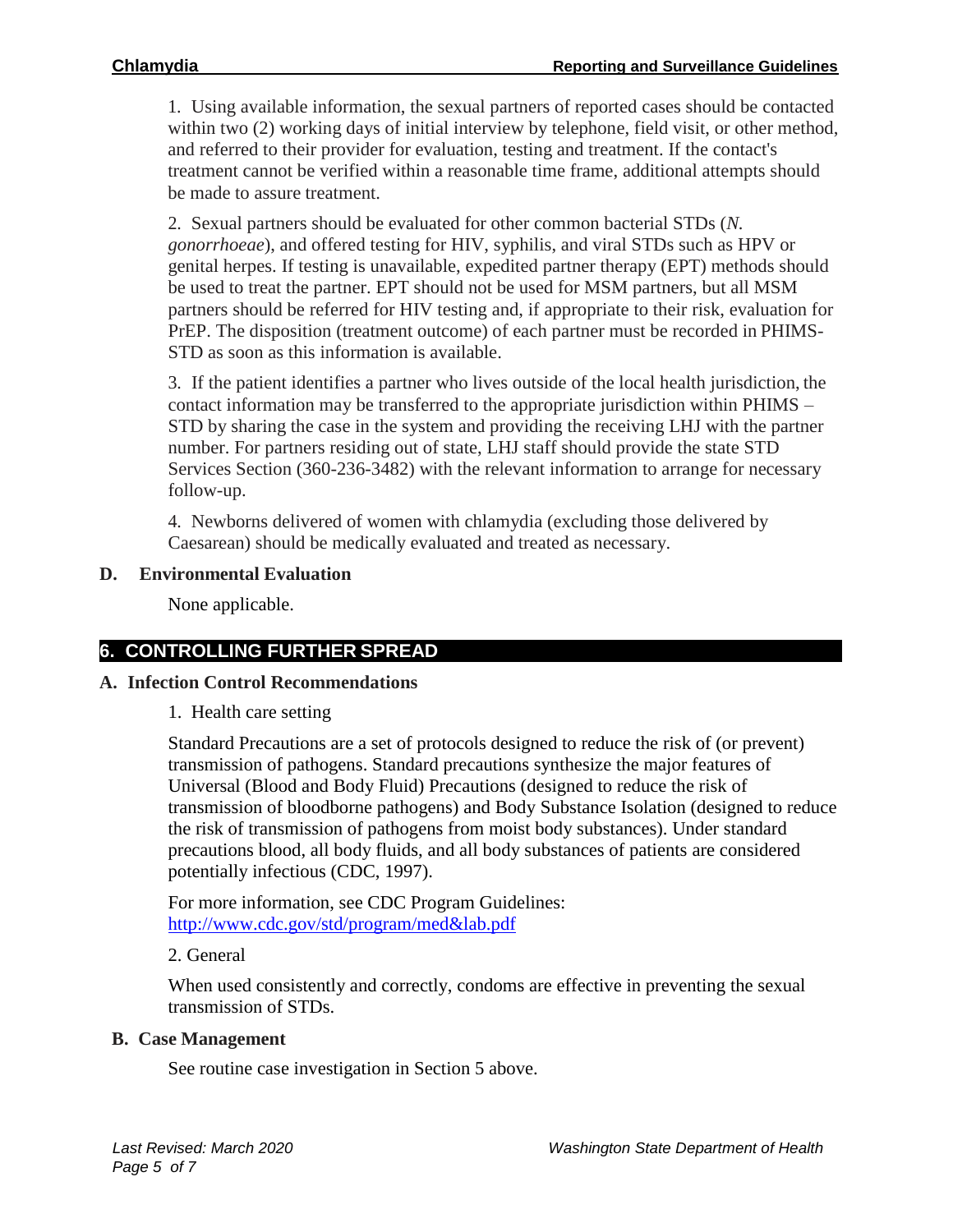1. Using available information, the sexual partners of reported cases should be contacted within two (2) working days of initial interview by telephone, field visit, or other method, and referred to their provider for evaluation, testing and treatment. If the contact's treatment cannot be verified within a reasonable time frame, additional attempts should be made to assure treatment.

2. Sexual partners should be evaluated for other common bacterial STDs (*N. gonorrhoeae*), and offered testing for HIV, syphilis, and viral STDs such as HPV or genital herpes. If testing is unavailable, expedited partner therapy (EPT) methods should be used to treat the partner. EPT should not be used for MSM partners, but all MSM partners should be referred for HIV testing and, if appropriate to their risk, evaluation for PrEP. The disposition (treatment outcome) of each partner must be recorded in PHIMS-STD as soon as this information is available.

3. If the patient identifies a partner who lives outside of the local health jurisdiction, the contact information may be transferred to the appropriate jurisdiction within PHIMS – STD by sharing the case in the system and providing the receiving LHJ with the partner number. For partners residing out of state, LHJ staff should provide the state STD Services Section (360-236-3482) with the relevant information to arrange for necessary follow-up.

4. Newborns delivered of women with chlamydia (excluding those delivered by Caesarean) should be medically evaluated and treated as necessary.

### D. Environmental Evaluation

None applicable.

## 6. CONTROLLING FURTHER SPREAD

### A. Infection Control Recommendations

1. Health care setting

Standard Precautions are a set of protocols designed to reduce the risk of (or prevent) transmission of pathogens. Standard precautions synthesize the major features of Universal (Blood and Body Fluid) Precautions (designed to reduce the risk of transmission of bloodborne pathogens) and Body Substance Isolation (designed to reduce the risk of transmission of pathogens from moist body substances). Under standard precautions blood, all body fluids, and all body substances of patients are considered potentially infectious (CDC, 1997).

For more information, see CDC Program Guidelines: http://www.cdc.gov/std/program/med&lab.pdf

2. General

When used consistently and correctly, condoms are effective in preventing the sexual transmission of STDs.

### B. Case Management

See routine case investigation in Section 5 above.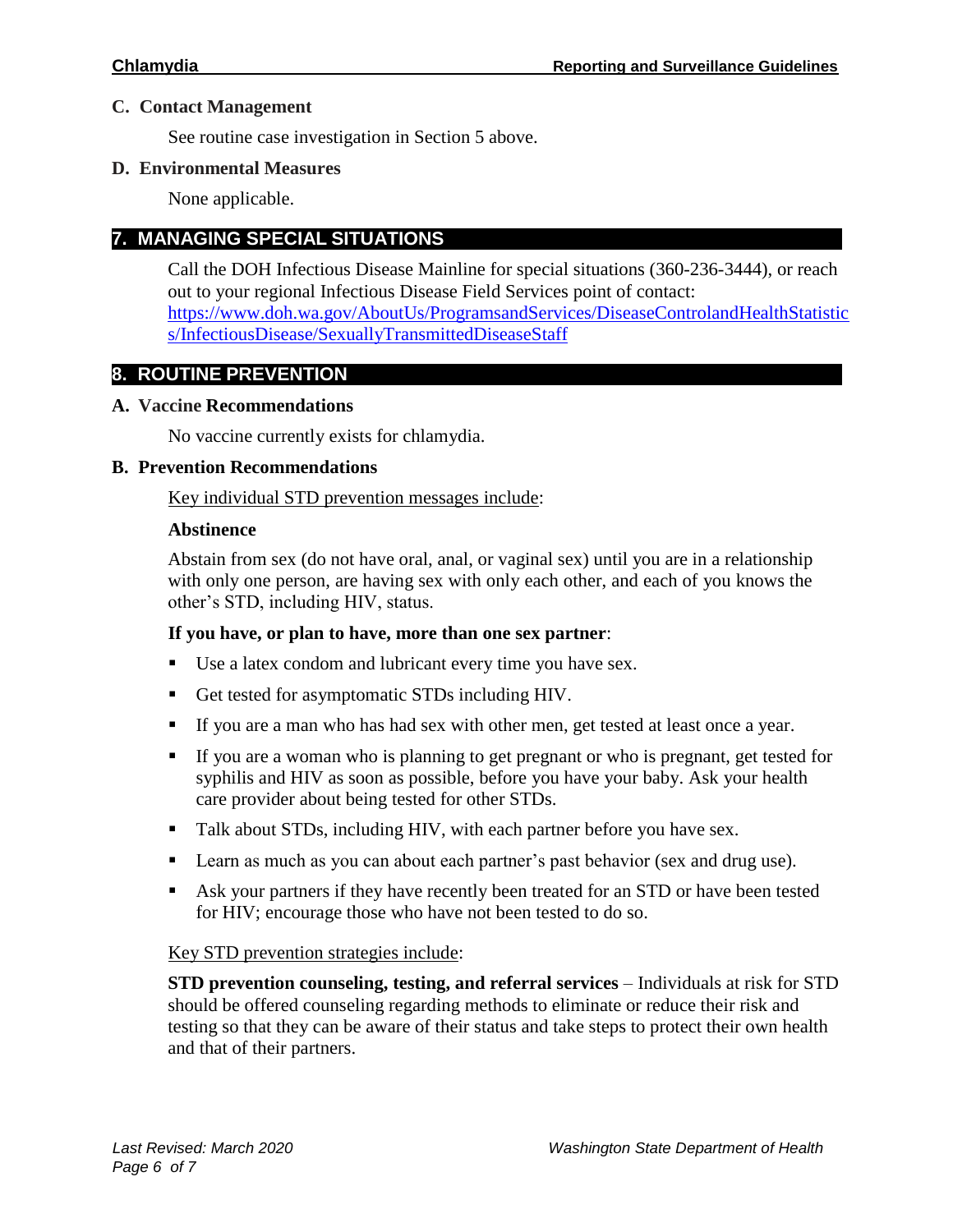### C. Contact Management

See routine case investigation in Section 5 above.

### D. Environmental Measures

None applicable.

## 7. MANAGING SPECIAL SITUATIONS

Call the DOH Infectious Disease Mainline for special situations (360-236-3444), or reach out to your regional Infectious Disease Field Services point of contact: [https://www.doh.wa.gov/AboutUs/ProgramsandServices/DiseaseControlandHealthStatistics/InfectiousDisease/SexuallyTransmittedDiseaseStaff](https://www.doh.wa.gov/AboutUs/ProgramsandServices/DiseaseControlandHealthStatistics/InfectiousDisease/SexuallyTransmittedDiseaseStaff)

## 8. ROUTINE PREVENTION

### A. Vaccine Recommendations

No vaccine currently exists for chlamydia.

### B. Prevention Recommendations

Key individual STD prevention messages include:

**Abstinence**

Abstain from sex (do not have oral, anal, or vaginal sex) until you are in a relationship with only one person, are having sex with only each other, and each of you knows the other's STD, including HIV, status.

**If you have, or plan to have, more than one sex partner**:

- Use a latex condom and lubricant every time you have sex.
- Get tested for asymptomatic STDs including HIV.
- If you are a man who has had sex with other men, get tested at least once a year.
- If you are a woman who is planning to get pregnant or who is pregnant, get tested for syphilis and HIV as soon as possible, before you have your baby. Ask your health care provider about being tested for other STDs.
- Talk about STDs, including HIV, with each partner before you have sex.
- Learn as much as you can about each partner's past behavior (sex and drug use).
- Ask your partners if they have recently been treated for an STD or have been tested for HIV; encourage those who have not been tested to do so.

Key STD prevention strategies include:

**STD prevention counseling, testing, and referral services** – Individuals at risk for STD should be offered counseling regarding methods to eliminate or reduce their risk and testing so that they can be aware of their status and take steps to protect their own health and that of their partners.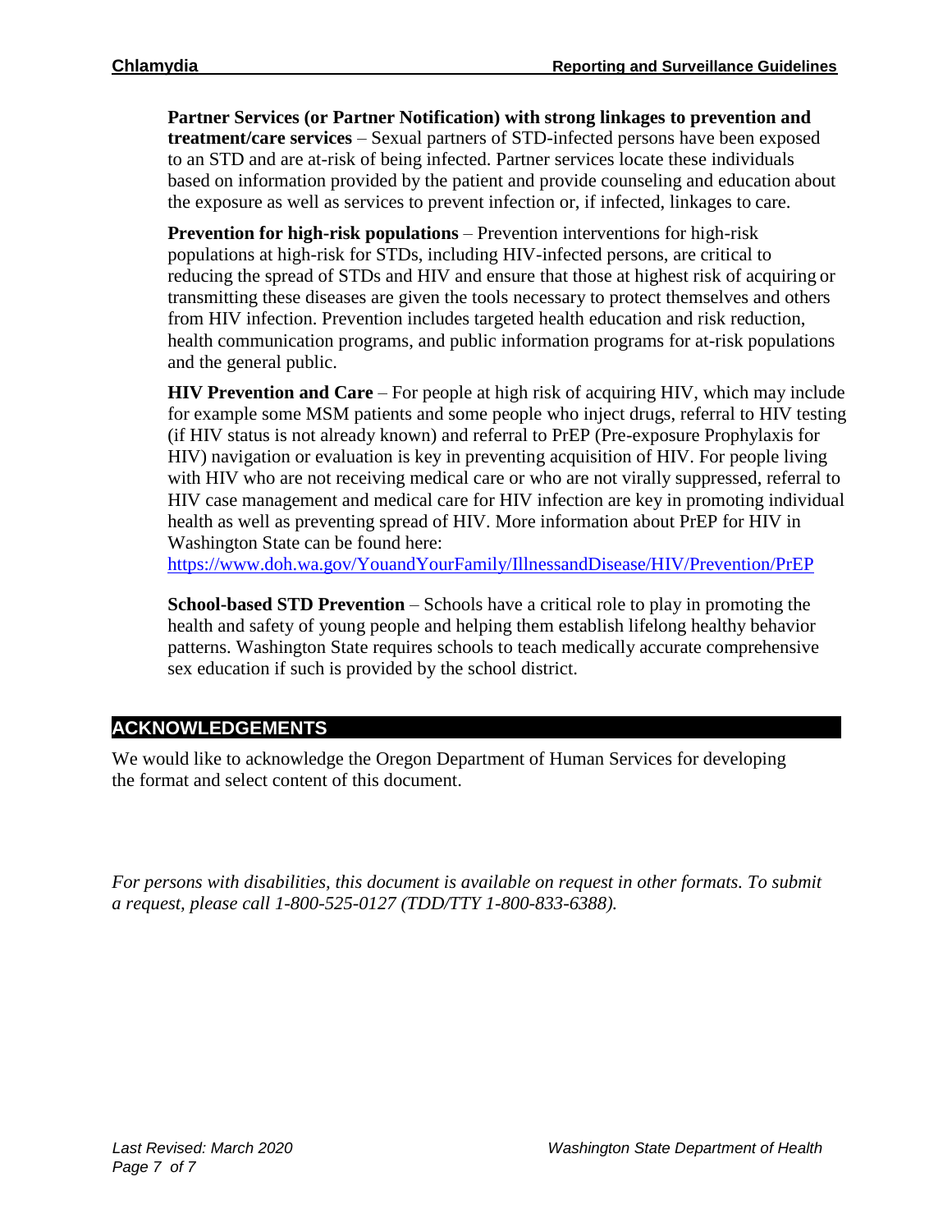**Partner Services (or Partner Notification) with strong linkages to prevention and treatment/care services** – Sexual partners of STD-infected persons have been exposed to an STD and are at-risk of being infected. Partner services locate these individuals based on information provided by the patient and provide counseling and education about the exposure as well as services to prevent infection or, if infected, linkages to care.

**Prevention for high-risk populations** – Prevention interventions for high-risk populations at high-risk for STDs, including HIV-infected persons, are critical to reducing the spread of STDs and HIV and ensure that those at highest risk of acquiring or transmitting these diseases are given the tools necessary to protect themselves and others from HIV infection. Prevention includes targeted health education and risk reduction, health communication programs, and public information programs for at-risk populations and the general public.

**HIV Prevention and Care** – For people at high risk of acquiring HIV, which may include for example some MSM patients and some people who inject drugs, referral to HIV testing (if HIV status is not already known) and referral to PrEP (Pre-exposure Prophylaxis for HIV) navigation or evaluation is key in preventing acquisition of HIV. For people living with HIV who are not receiving medical care or who are not virally suppressed, referral to HIV case management and medical care for HIV infection are key in promoting individual health as well as preventing spread of HIV. More information about PrEP for HIV in Washington State can be found here: https://www.doh.wa.gov/YouandYourFamily/IllnessandDisease/HIV/Prevention/PrEP

**School-based STD Prevention** – Schools have a critical role to play in promoting the health and safety of young people and helping them establish lifelong healthy behavior patterns. Washington State requires schools to teach medically accurate comprehensive sex education if such is provided by the school district.

## ACKNOWLEDGEMENTS

We would like to acknowledge the Oregon Department of Human Services for developing the format and select content of this document.

*For persons with disabilities, this document is available on request in other formats. To submit a request, please call 1-800-525-0127 (TDD/TTY 1-800-833-6388).*